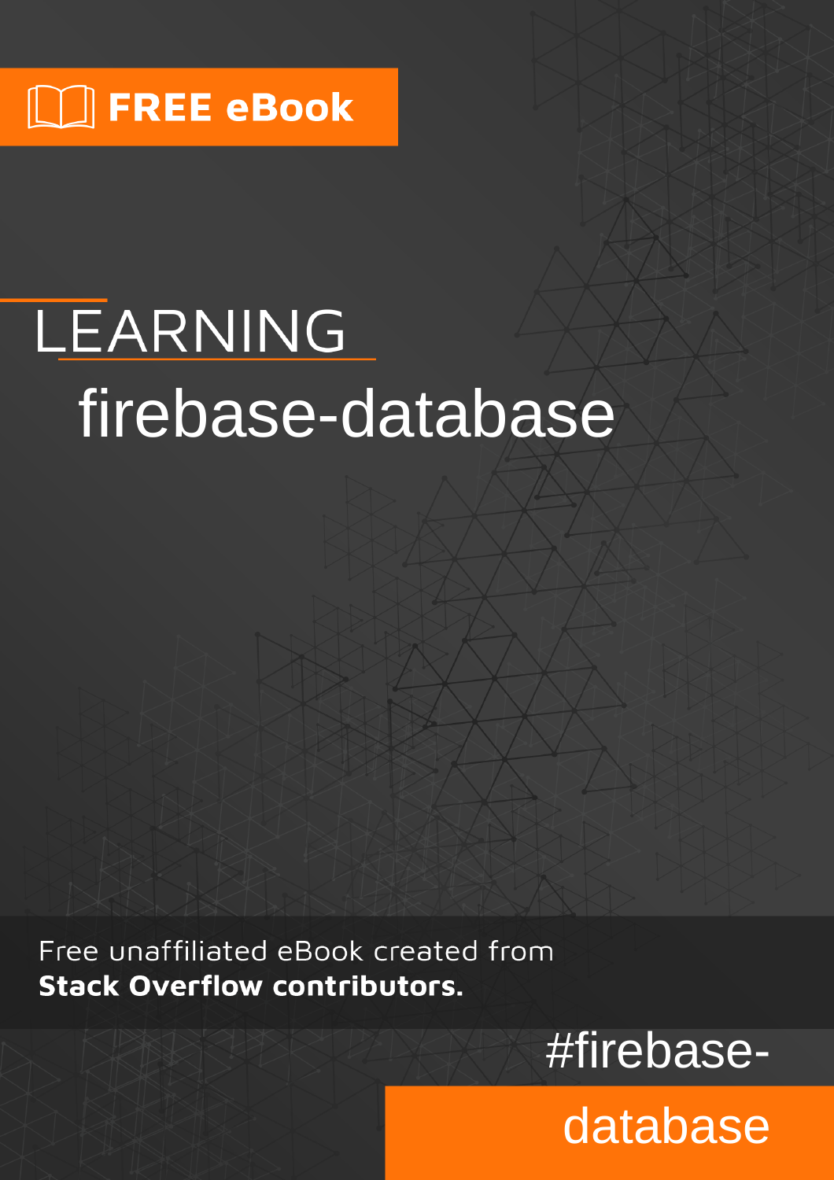FREE eBook

# LEARNING firebase-database

Free unaffiliated eBook created from **Stack Overflow contributors.**

#firebase-database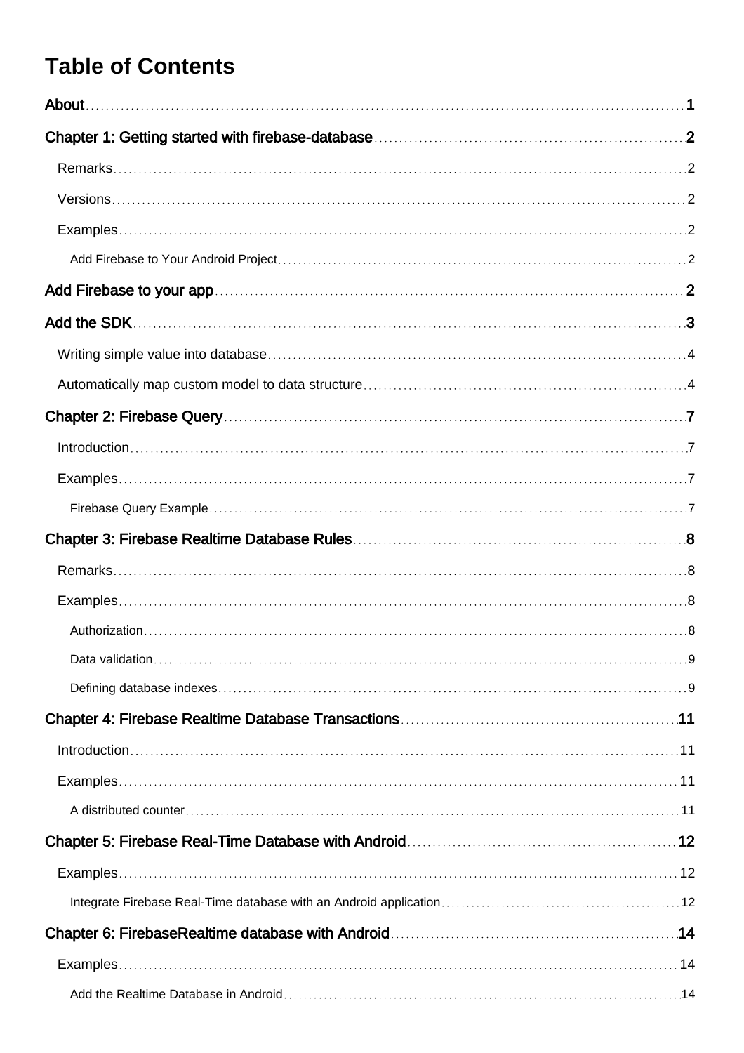# Table of Contents

**About** ... 1

**Chapter 1: Getting started with firebase-database** ... 2

- Remarks ... 2
- Versions ... 2
- Examples ... 2
  - Add Firebase to Your Android Project ... 2

**Add Firebase to your app** ... 2

**Add the SDK** ... 3

- Writing simple value into database ... 4
- Automatically map custom model to data structure ... 4

**Chapter 2: Firebase Query** ... 7

- Introduction ... 7
- Examples ... 7
  - Firebase Query Example ... 7

**Chapter 3: Firebase Realtime Database Rules** ... 8

- Remarks ... 8
- Examples ... 8
  - Authorization ... 8
  - Data validation ... 9
  - Defining database indexes ... 9

**Chapter 4: Firebase Realtime Database Transactions** ... 11

- Introduction ... 11
- Examples ... 11
  - A distributed counter ... 11

**Chapter 5: Firebase Real-Time Database with Android** ... 12

- Examples ... 12
  - Integrate Firebase Real-Time database with an Android application ... 12

**Chapter 6: FirebaseRealtime database with Android** ... 14

- Examples ... 14
  - Add the Realtime Database in Android ... 14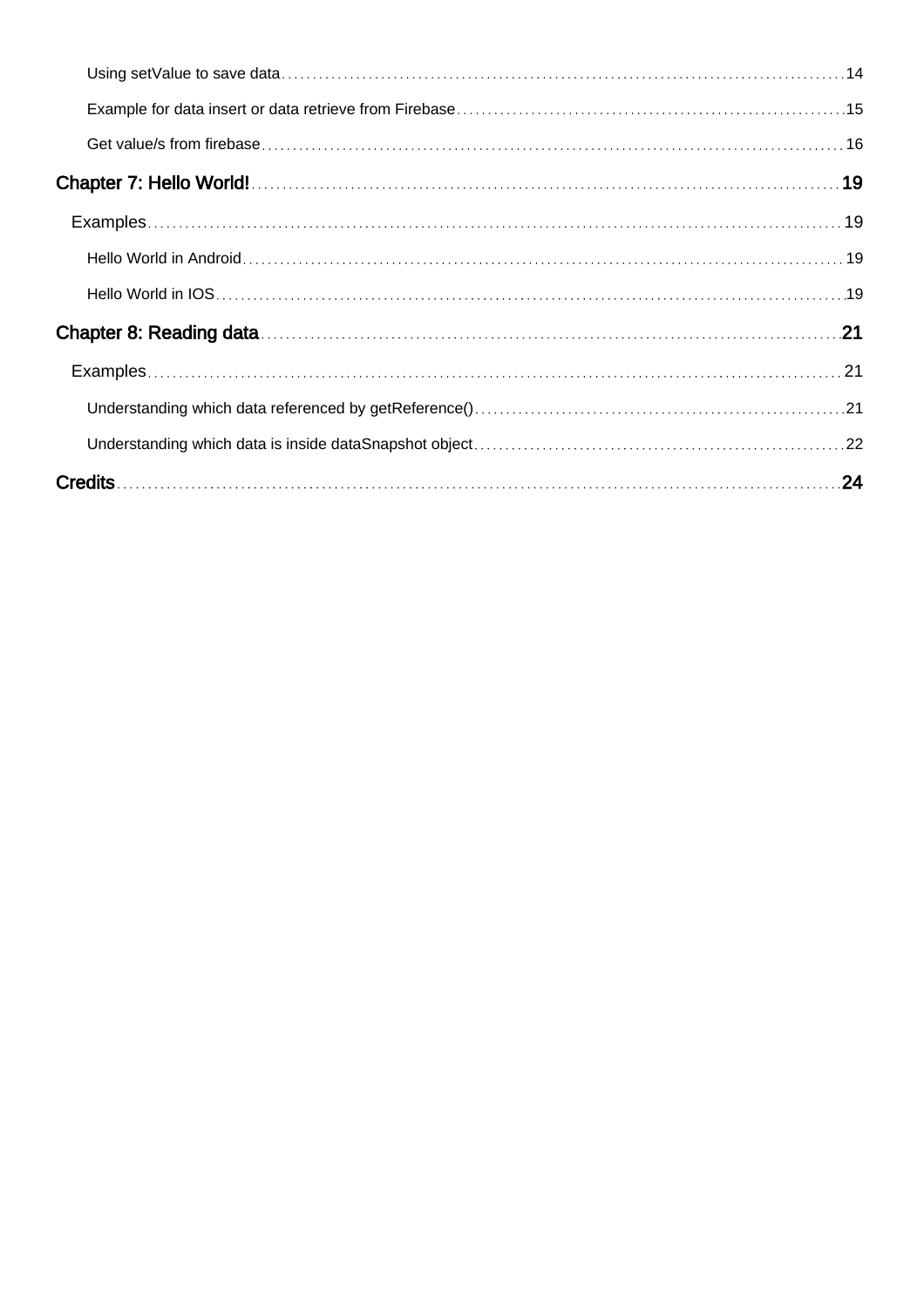Using setValue to save data ..... 14

Example for data insert or data retrieve from Firebase ..... 15

Get value/s from firebase ..... 16

**Chapter 7: Hello World! ..... 19**

Examples ..... 19

Hello World in Android ..... 19

Hello World in IOS ..... 19

**Chapter 8: Reading data ..... 21**

Examples ..... 21

Understanding which data referenced by getReference() ..... 21

Understanding which data is inside dataSnapshot object ..... 22

**Credits ..... 24**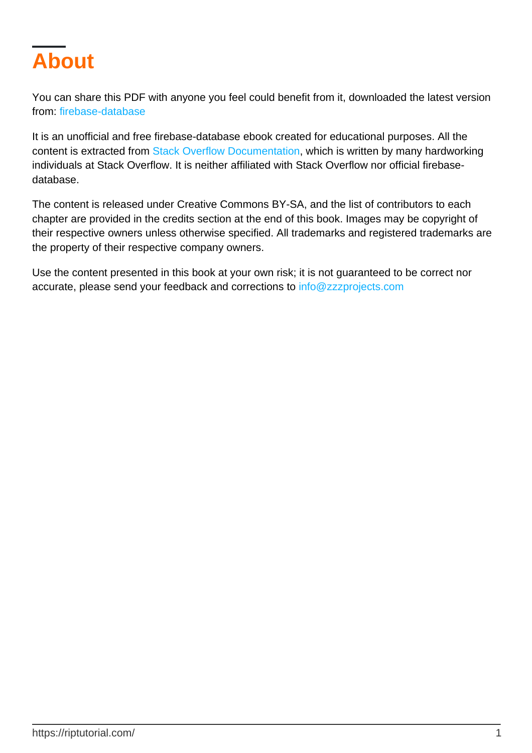# About

You can share this PDF with anyone you feel could benefit from it, downloaded the latest version from: firebase-database

It is an unofficial and free firebase-database ebook created for educational purposes. All the content is extracted from Stack Overflow Documentation, which is written by many hardworking individuals at Stack Overflow. It is neither affiliated with Stack Overflow nor official firebase-database.

The content is released under Creative Commons BY-SA, and the list of contributors to each chapter are provided in the credits section at the end of this book. Images may be copyright of their respective owners unless otherwise specified. All trademarks and registered trademarks are the property of their respective company owners.

Use the content presented in this book at your own risk; it is not guaranteed to be correct nor accurate, please send your feedback and corrections to info@zzzprojects.com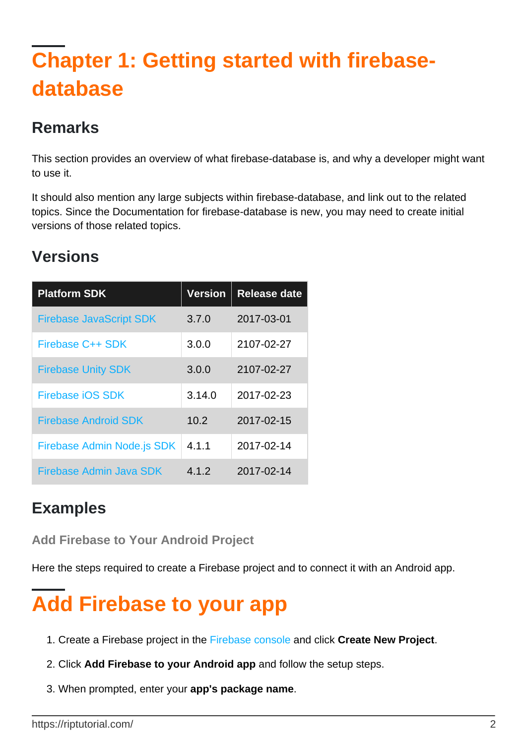# Chapter 1: Getting started with firebase-database

## Remarks

This section provides an overview of what firebase-database is, and why a developer might want to use it.

It should also mention any large subjects within firebase-database, and link out to the related topics. Since the Documentation for firebase-database is new, you may need to create initial versions of those related topics.

## Versions

| Platform SDK | Version | Release date |
|---|---|---|
| Firebase JavaScript SDK | 3.7.0 | 2017-03-01 |
| Firebase C++ SDK | 3.0.0 | 2107-02-27 |
| Firebase Unity SDK | 3.0.0 | 2107-02-27 |
| Firebase iOS SDK | 3.14.0 | 2017-02-23 |
| Firebase Android SDK | 10.2 | 2017-02-15 |
| Firebase Admin Node.js SDK | 4.1.1 | 2017-02-14 |
| Firebase Admin Java SDK | 4.1.2 | 2017-02-14 |

## Examples

### Add Firebase to Your Android Project

Here the steps required to create a Firebase project and to connect it with an Android app.

# Add Firebase to your app

1. Create a Firebase project in the Firebase console and click **Create New Project**.
2. Click **Add Firebase to your Android app** and follow the setup steps.
3. When prompted, enter your **app's package name**.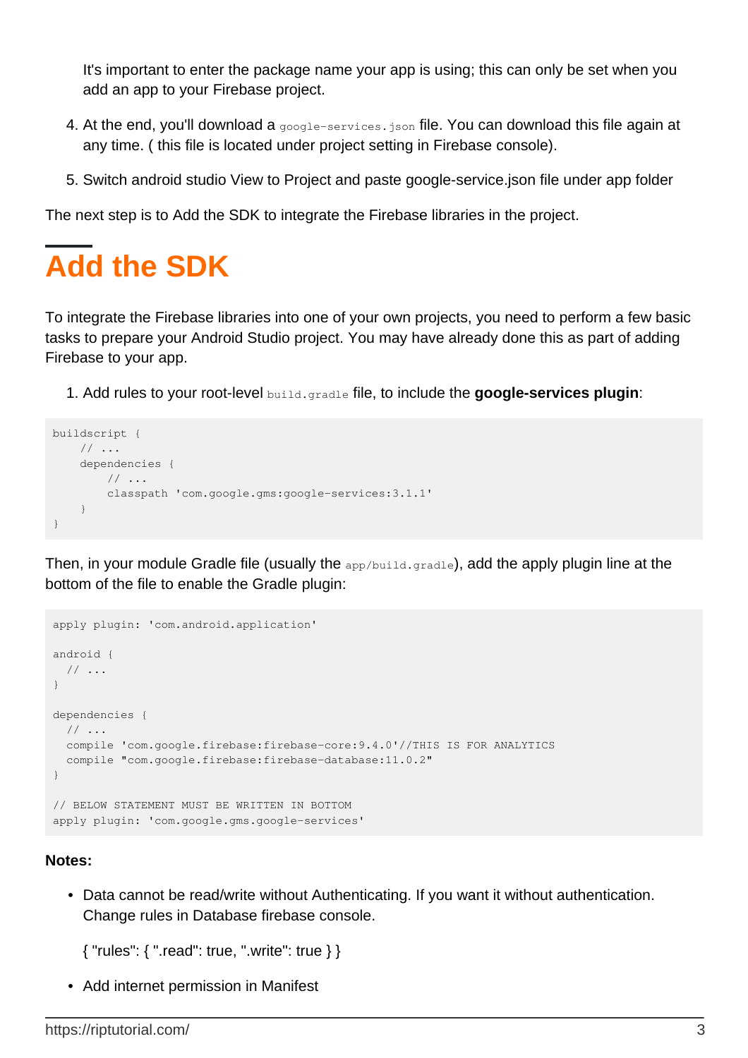It's important to enter the package name your app is using; this can only be set when you add an app to your Firebase project.

4. At the end, you'll download a `google-services.json` file. You can download this file again at any time. ( this file is located under project setting in Firebase console).

5. Switch android studio View to Project and paste google-service.json file under app folder

The next step is to Add the SDK to integrate the Firebase libraries in the project.

# Add the SDK

To integrate the Firebase libraries into one of your own projects, you need to perform a few basic tasks to prepare your Android Studio project. You may have already done this as part of adding Firebase to your app.

1. Add rules to your root-level `build.gradle` file, to include the **google-services plugin**:

```
buildscript {
    // ...
    dependencies {
        // ...
        classpath 'com.google.gms:google-services:3.1.1'
    }
}
```

Then, in your module Gradle file (usually the `app/build.gradle`), add the apply plugin line at the bottom of the file to enable the Gradle plugin:

```
apply plugin: 'com.android.application'

android {
  // ...
}

dependencies {
  // ...
  compile 'com.google.firebase:firebase-core:9.4.0'//THIS IS FOR ANALYTICS
  compile "com.google.firebase:firebase-database:11.0.2"
}

// BELOW STATEMENT MUST BE WRITTEN IN BOTTOM
apply plugin: 'com.google.gms.google-services'
```

**Notes:**

- Data cannot be read/write without Authenticating. If you want it without authentication. Change rules in Database firebase console.

  { "rules": { ".read": true, ".write": true } }

- Add internet permission in Manifest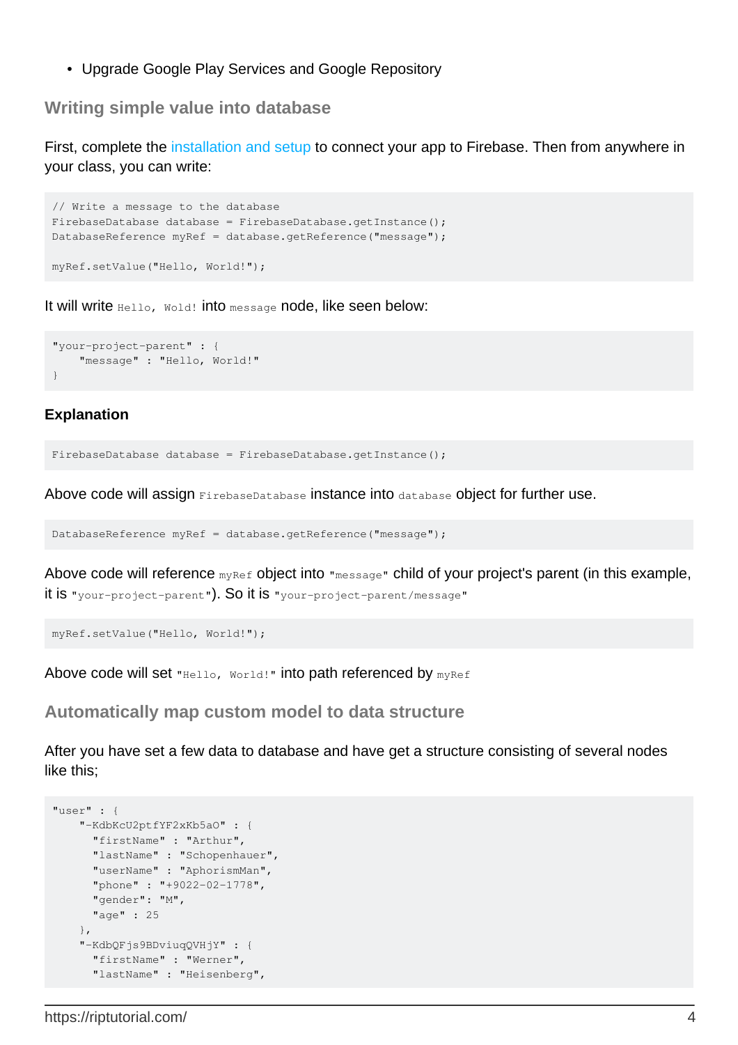- Upgrade Google Play Services and Google Repository

## Writing simple value into database

First, complete the installation and setup to connect your app to Firebase. Then from anywhere in your class, you can write:

```
// Write a message to the database
FirebaseDatabase database = FirebaseDatabase.getInstance();
DatabaseReference myRef = database.getReference("message");

myRef.setValue("Hello, World!");
```

It will write `Hello, Wold!` into `message` node, like seen below:

```
"your-project-parent" : {
    "message" : "Hello, World!"
}
```

#### Explanation

```
FirebaseDatabase database = FirebaseDatabase.getInstance();
```

Above code will assign `FirebaseDatabase` instance into `database` object for further use.

```
DatabaseReference myRef = database.getReference("message");
```

Above code will reference `myRef` object into `"message"` child of your project's parent (in this example, it is `"your-project-parent"`). So it is `"your-project-parent/message"`

```
myRef.setValue("Hello, World!");
```

Above code will set `"Hello, World!"` into path referenced by `myRef`

## Automatically map custom model to data structure

After you have set a few data to database and have get a structure consisting of several nodes like this;

```
"user" : {
    "-KdbKcU2ptfYF2xKb5aO" : {
      "firstName" : "Arthur",
      "lastName" : "Schopenhauer",
      "userName" : "AphorismMan",
      "phone" : "+9022-02-1778",
      "gender": "M",
      "age" : 25
    },
    "-KdbQFjs9BDviuqQVHjY" : {
      "firstName" : "Werner",
      "lastName" : "Heisenberg",
```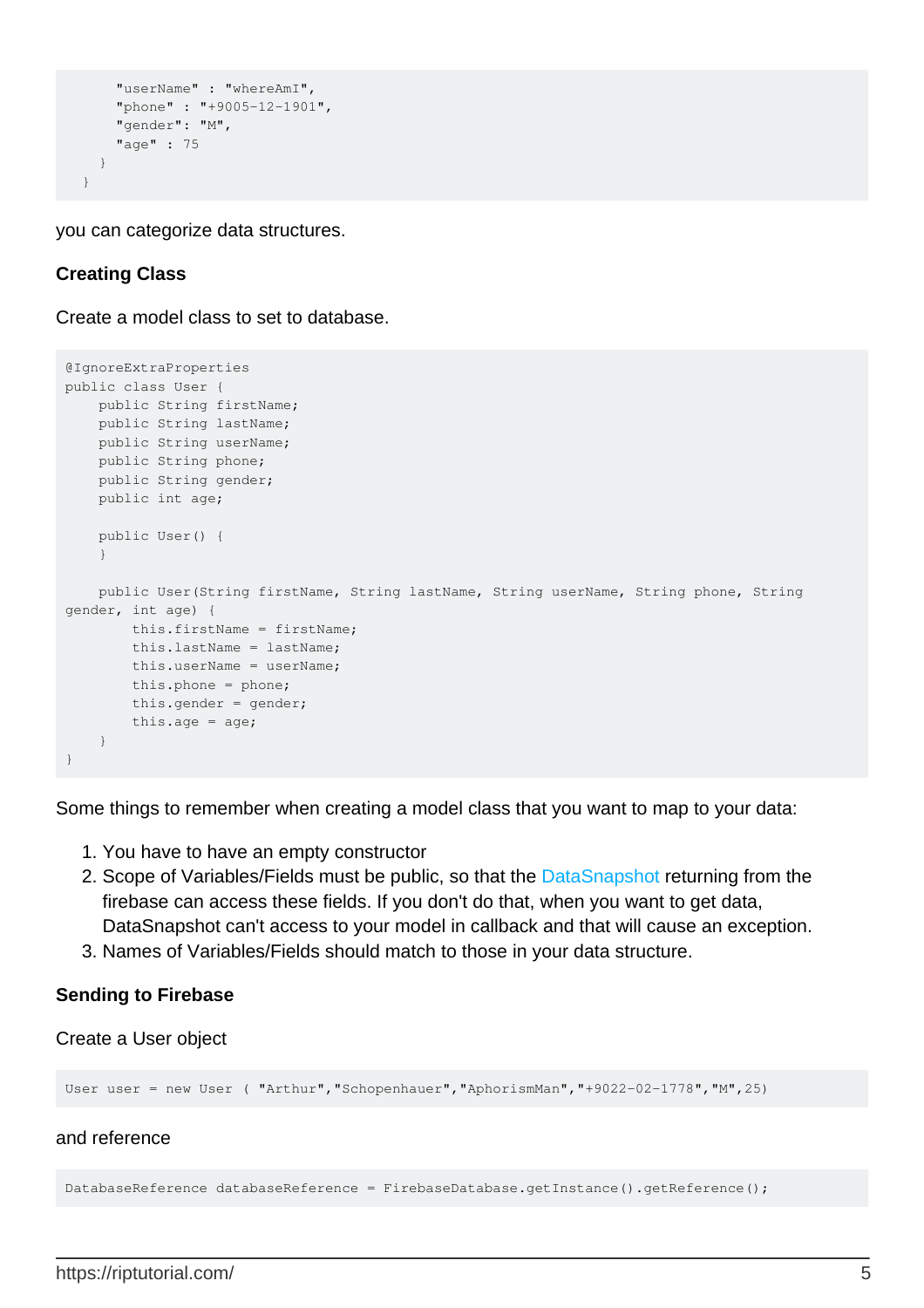```
      "userName" : "whereAmI",
      "phone" : "+9005-12-1901",
      "gender": "M",
      "age" : 75
    }
  }
```

you can categorize data structures.

**Creating Class**

Create a model class to set to database.

```
@IgnoreExtraProperties
public class User {
    public String firstName;
    public String lastName;
    public String userName;
    public String phone;
    public String gender;
    public int age;

    public User() {
    }

    public User(String firstName, String lastName, String userName, String phone, String
gender, int age) {
        this.firstName = firstName;
        this.lastName = lastName;
        this.userName = userName;
        this.phone = phone;
        this.gender = gender;
        this.age = age;
    }
}
```

Some things to remember when creating a model class that you want to map to your data:

1. You have to have an empty constructor
2. Scope of Variables/Fields must be public, so that the DataSnapshot returning from the firebase can access these fields. If you don't do that, when you want to get data, DataSnapshot can't access to your model in callback and that will cause an exception.
3. Names of Variables/Fields should match to those in your data structure.

**Sending to Firebase**

Create a User object

```
User user = new User ( "Arthur","Schopenhauer","AphorismMan","+9022-02-1778","M",25)
```

and reference

```
DatabaseReference databaseReference = FirebaseDatabase.getInstance().getReference();
```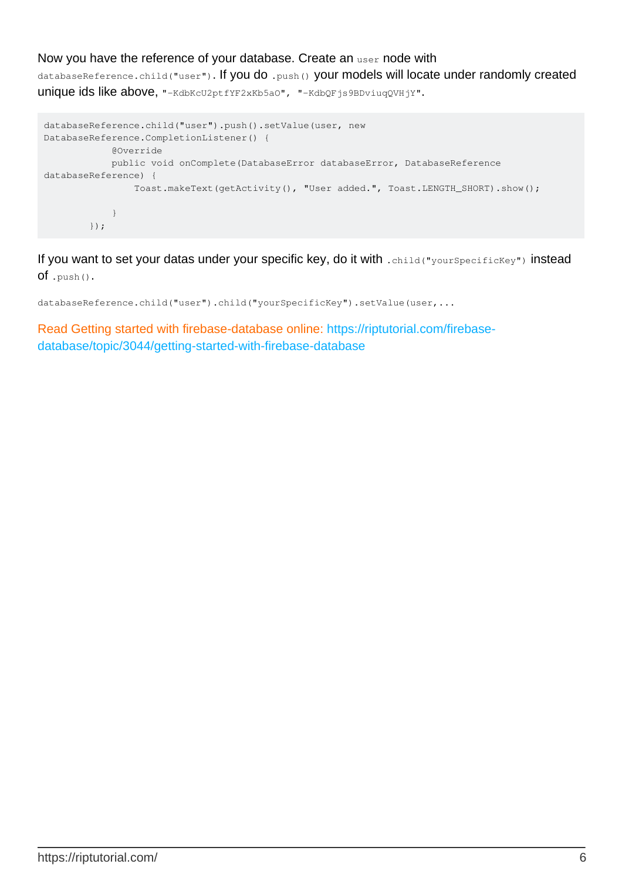Now you have the reference of your database. Create an `user` node with `databaseReference.child("user")`. If you do `.push()` your models will locate under randomly created unique ids like above, `"-KdbKcU2ptfYF2xKb5aO", "-KdbQFjs9BDviuqQVHjY"`.

```
databaseReference.child("user").push().setValue(user, new
DatabaseReference.CompletionListener() {
            @Override
            public void onComplete(DatabaseError databaseError, DatabaseReference
databaseReference) {
                Toast.makeText(getActivity(), "User added.", Toast.LENGTH_SHORT).show();

            }
        });
```

If you want to set your datas under your specific key, do it with `.child("yourSpecificKey")` instead of `.push()`.

```
databaseReference.child("user").child("yourSpecificKey").setValue(user,...
```

Read Getting started with firebase-database online: https://riptutorial.com/firebase-database/topic/3044/getting-started-with-firebase-database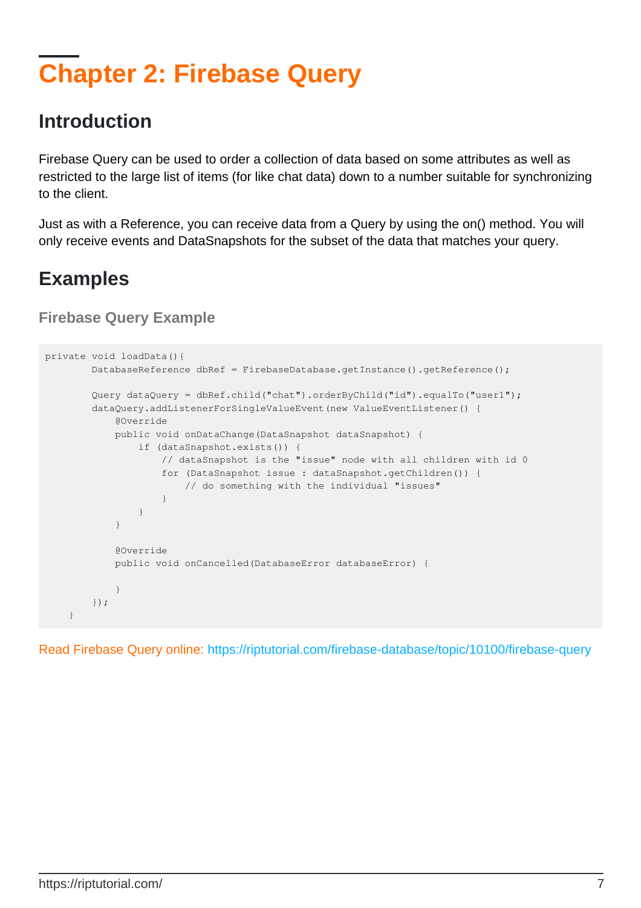# Chapter 2: Firebase Query

## Introduction

Firebase Query can be used to order a collection of data based on some attributes as well as restricted to the large list of items (for like chat data) down to a number suitable for synchronizing to the client.

Just as with a Reference, you can receive data from a Query by using the on() method. You will only receive events and DataSnapshots for the subset of the data that matches your query.

## Examples

### Firebase Query Example

```
private void loadData(){
        DatabaseReference dbRef = FirebaseDatabase.getInstance().getReference();

        Query dataQuery = dbRef.child("chat").orderByChild("id").equalTo("user1");
        dataQuery.addListenerForSingleValueEvent(new ValueEventListener() {
            @Override
            public void onDataChange(DataSnapshot dataSnapshot) {
                if (dataSnapshot.exists()) {
                    // dataSnapshot is the "issue" node with all children with id 0
                    for (DataSnapshot issue : dataSnapshot.getChildren()) {
                        // do something with the individual "issues"
                    }
                }
            }

            @Override
            public void onCancelled(DatabaseError databaseError) {

            }
        });
    }
```

Read Firebase Query online: https://riptutorial.com/firebase-database/topic/10100/firebase-query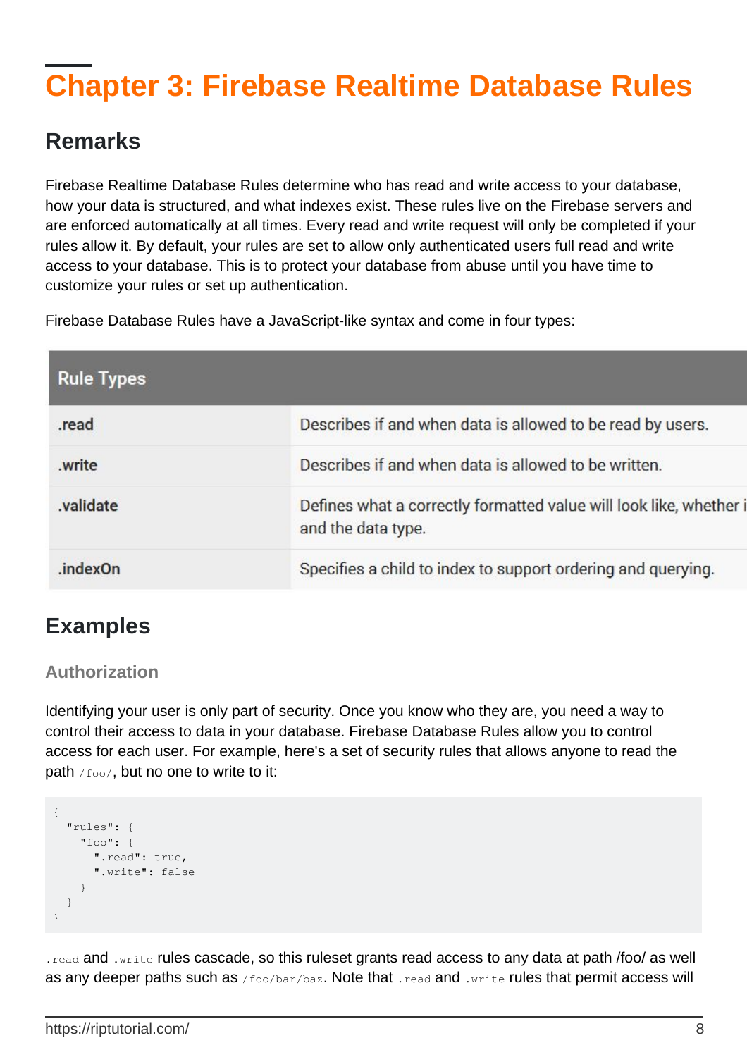# Chapter 3: Firebase Realtime Database Rules

## Remarks

Firebase Realtime Database Rules determine who has read and write access to your database, how your data is structured, and what indexes exist. These rules live on the Firebase servers and are enforced automatically at all times. Every read and write request will only be completed if your rules allow it. By default, your rules are set to allow only authenticated users full read and write access to your database. This is to protect your database from abuse until you have time to customize your rules or set up authentication.

Firebase Database Rules have a JavaScript-like syntax and come in four types:

| Rule Types | |
|---|---|
| .read | Describes if and when data is allowed to be read by users. |
| .write | Describes if and when data is allowed to be written. |
| .validate | Defines what a correctly formatted value will look like, whether i and the data type. |
| .indexOn | Specifies a child to index to support ordering and querying. |

## Examples

### Authorization

Identifying your user is only part of security. Once you know who they are, you need a way to control their access to data in your database. Firebase Database Rules allow you to control access for each user. For example, here's a set of security rules that allows anyone to read the path `/foo/`, but no one to write to it:

```
{
  "rules": {
    "foo": {
      ".read": true,
      ".write": false
    }
  }
}
```

`.read` and `.write` rules cascade, so this ruleset grants read access to any data at path /foo/ as well as any deeper paths such as `/foo/bar/baz`. Note that `.read` and `.write` rules that permit access will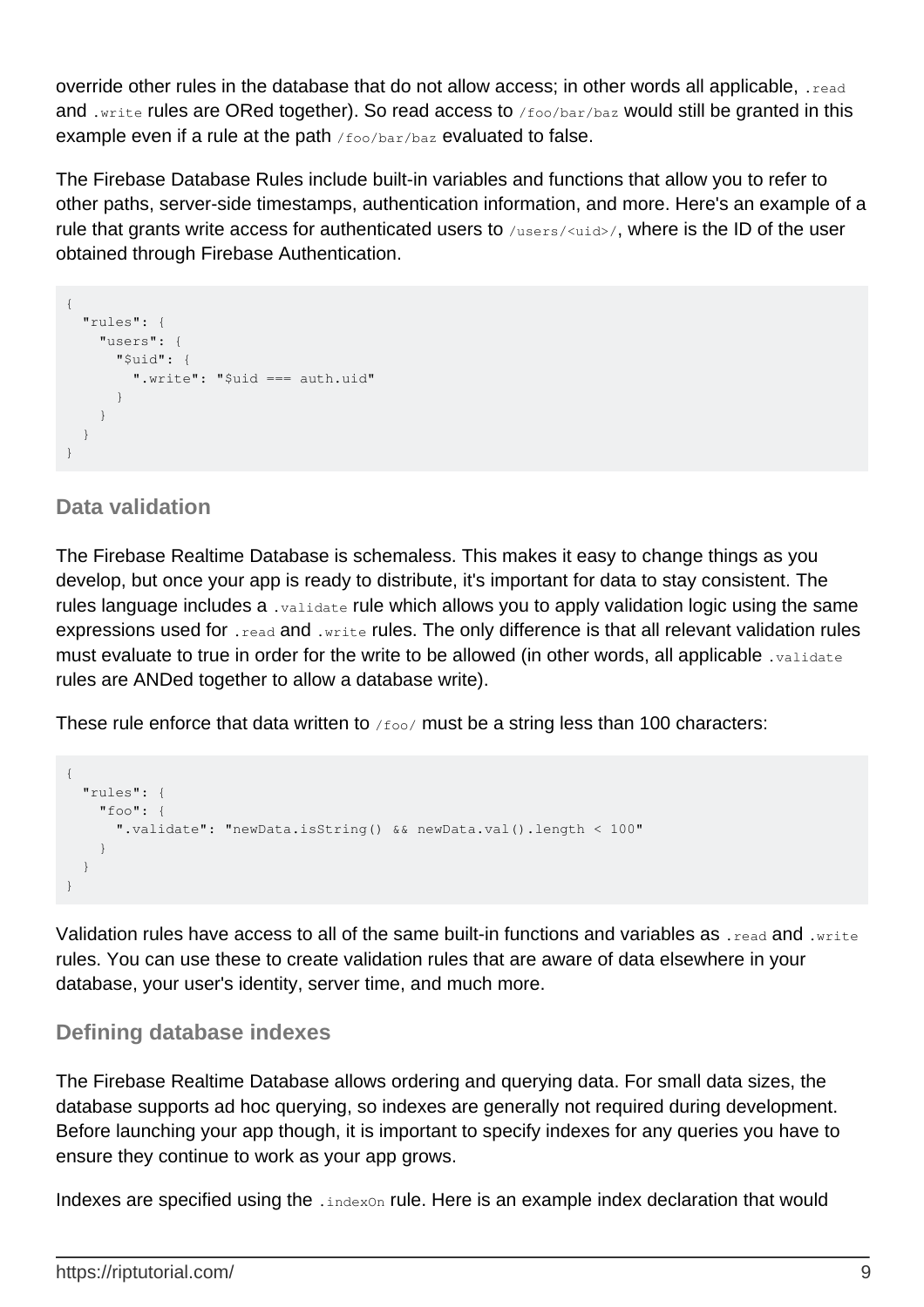override other rules in the database that do not allow access; in other words all applicable, `.read` and `.write` rules are ORed together). So read access to `/foo/bar/baz` would still be granted in this example even if a rule at the path `/foo/bar/baz` evaluated to false.

The Firebase Database Rules include built-in variables and functions that allow you to refer to other paths, server-side timestamps, authentication information, and more. Here's an example of a rule that grants write access for authenticated users to `/users/<uid>/`, where is the ID of the user obtained through Firebase Authentication.

```
{
  "rules": {
    "users": {
      "$uid": {
        ".write": "$uid === auth.uid"
      }
    }
  }
}
```

### Data validation

The Firebase Realtime Database is schemaless. This makes it easy to change things as you develop, but once your app is ready to distribute, it's important for data to stay consistent. The rules language includes a `.validate` rule which allows you to apply validation logic using the same expressions used for `.read` and `.write` rules. The only difference is that all relevant validation rules must evaluate to true in order for the write to be allowed (in other words, all applicable `.validate` rules are ANDed together to allow a database write).

These rule enforce that data written to `/foo/` must be a string less than 100 characters:

```
{
  "rules": {
    "foo": {
      ".validate": "newData.isString() && newData.val().length < 100"
    }
  }
}
```

Validation rules have access to all of the same built-in functions and variables as `.read` and `.write` rules. You can use these to create validation rules that are aware of data elsewhere in your database, your user's identity, server time, and much more.

### Defining database indexes

The Firebase Realtime Database allows ordering and querying data. For small data sizes, the database supports ad hoc querying, so indexes are generally not required during development. Before launching your app though, it is important to specify indexes for any queries you have to ensure they continue to work as your app grows.

Indexes are specified using the `.indexOn` rule. Here is an example index declaration that would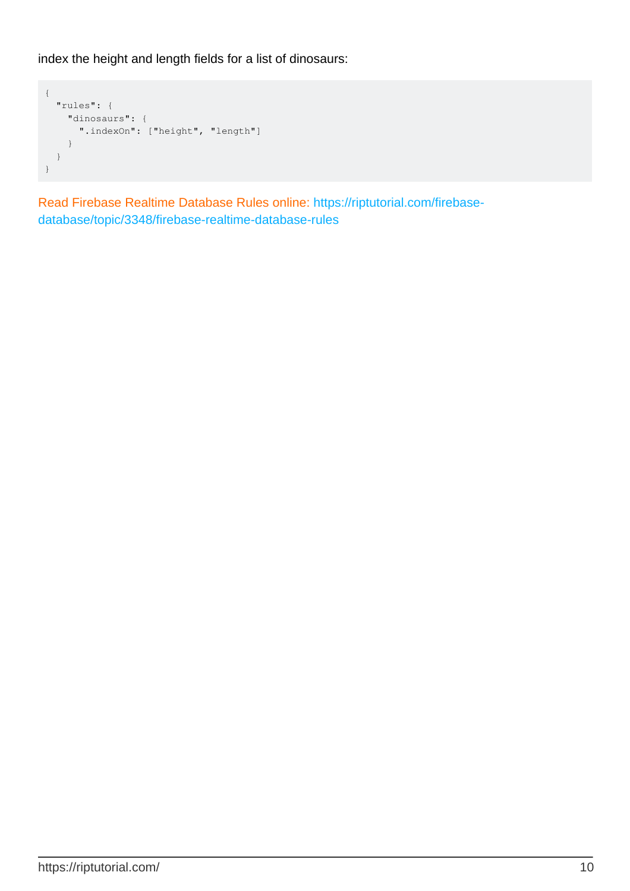index the height and length fields for a list of dinosaurs:

```
{
  "rules": {
    "dinosaurs": {
      ".indexOn": ["height", "length"]
    }
  }
}
```

Read Firebase Realtime Database Rules online: https://riptutorial.com/firebase-database/topic/3348/firebase-realtime-database-rules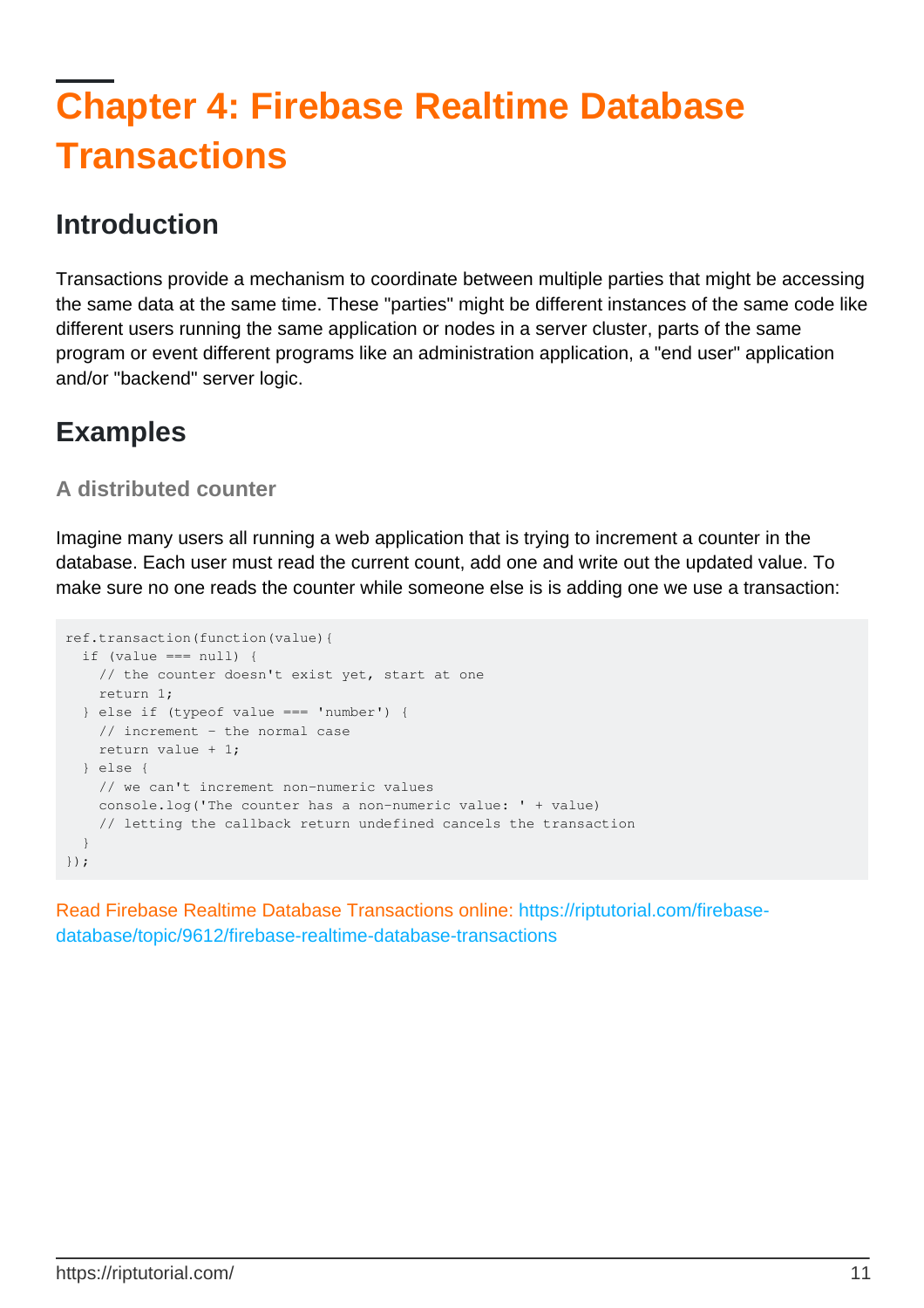# Chapter 4: Firebase Realtime Database Transactions

## Introduction

Transactions provide a mechanism to coordinate between multiple parties that might be accessing the same data at the same time. These "parties" might be different instances of the same code like different users running the same application or nodes in a server cluster, parts of the same program or event different programs like an administration application, a "end user" application and/or "backend" server logic.

## Examples

### A distributed counter

Imagine many users all running a web application that is trying to increment a counter in the database. Each user must read the current count, add one and write out the updated value. To make sure no one reads the counter while someone else is is adding one we use a transaction:

```
ref.transaction(function(value){
  if (value === null) {
    // the counter doesn't exist yet, start at one
    return 1;
  } else if (typeof value === 'number') {
    // increment - the normal case
    return value + 1;
  } else {
    // we can't increment non-numeric values
    console.log('The counter has a non-numeric value: ' + value)
    // letting the callback return undefined cancels the transaction
  }
});
```

Read Firebase Realtime Database Transactions online: https://riptutorial.com/firebase-database/topic/9612/firebase-realtime-database-transactions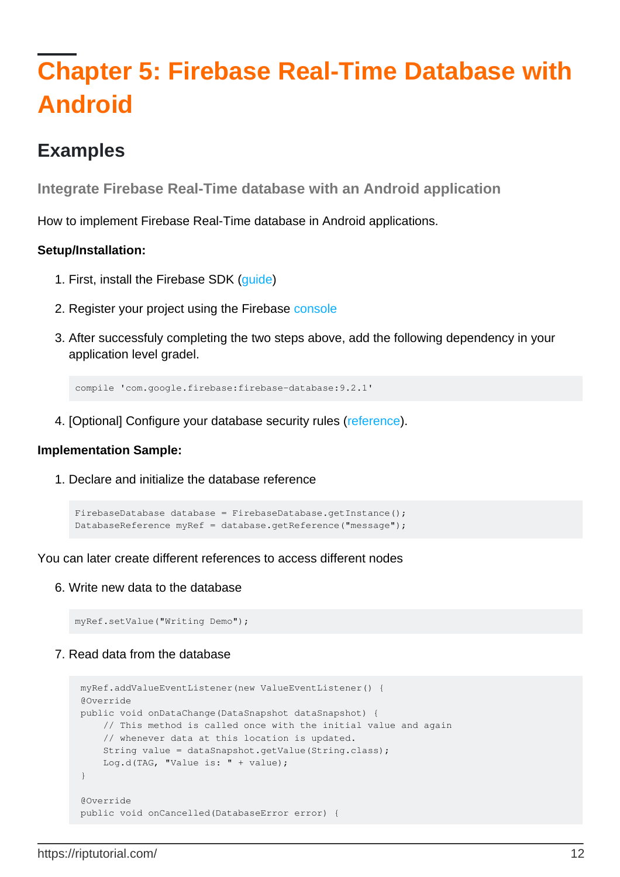# Chapter 5: Firebase Real-Time Database with Android

## Examples

### Integrate Firebase Real-Time database with an Android application

How to implement Firebase Real-Time database in Android applications.

**Setup/Installation:**

1. First, install the Firebase SDK (guide)

2. Register your project using the Firebase console

3. After successfully completing the two steps above, add the following dependency in your application level gradel.

```
compile 'com.google.firebase:firebase-database:9.2.1'
```

4. [Optional] Configure your database security rules (reference).

**Implementation Sample:**

1. Declare and initialize the database reference

```
FirebaseDatabase database = FirebaseDatabase.getInstance();
DatabaseReference myRef = database.getReference("message");
```

You can later create different references to access different nodes

6. Write new data to the database

```
myRef.setValue("Writing Demo");
```

7. Read data from the database

```
myRef.addValueEventListener(new ValueEventListener() {
@Override
public void onDataChange(DataSnapshot dataSnapshot) {
    // This method is called once with the initial value and again
    // whenever data at this location is updated.
    String value = dataSnapshot.getValue(String.class);
    Log.d(TAG, "Value is: " + value);
}

@Override
public void onCancelled(DatabaseError error) {
```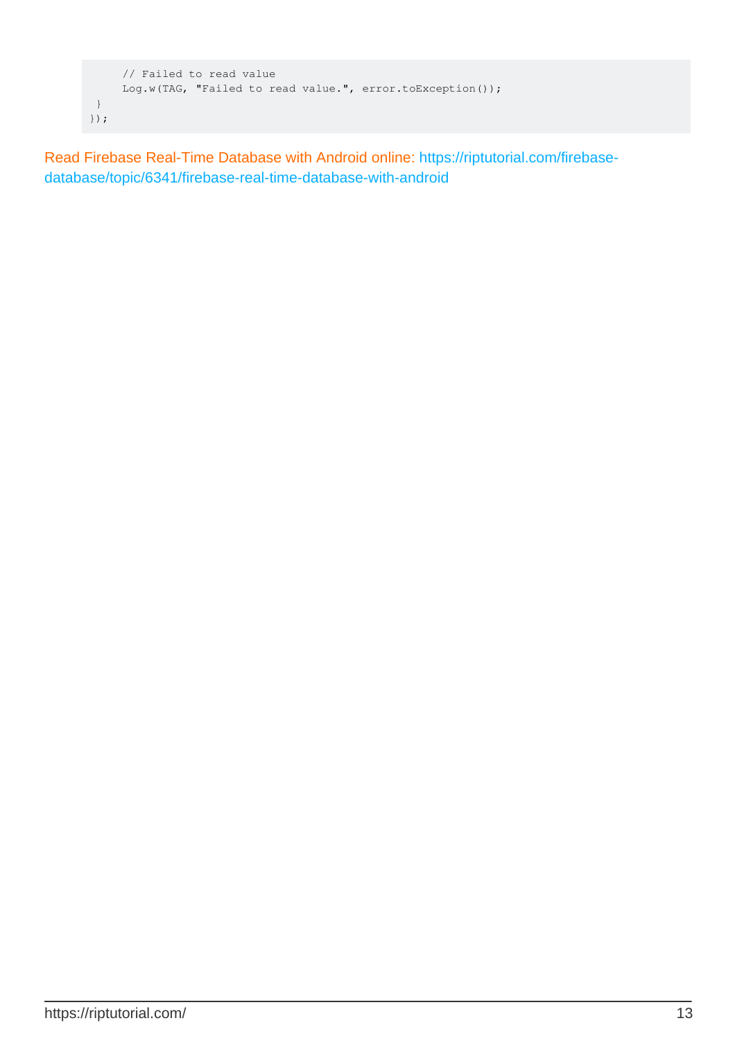```
        // Failed to read value
        Log.w(TAG, "Failed to read value.", error.toException());
    }
});
```

Read Firebase Real-Time Database with Android online: https://riptutorial.com/firebase-database/topic/6341/firebase-real-time-database-with-android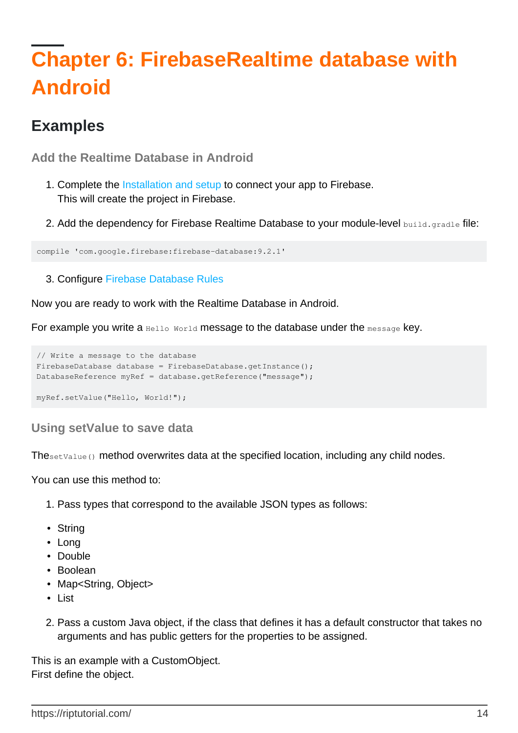# Chapter 6: FirebaseRealtime database with Android

## Examples

### Add the Realtime Database in Android

1. Complete the Installation and setup to connect your app to Firebase.
   This will create the project in Firebase.

2. Add the dependency for Firebase Realtime Database to your module-level `build.gradle` file:

```
compile 'com.google.firebase:firebase-database:9.2.1'
```

3. Configure Firebase Database Rules

Now you are ready to work with the Realtime Database in Android.

For example you write a `Hello World` message to the database under the `message` key.

```
// Write a message to the database
FirebaseDatabase database = FirebaseDatabase.getInstance();
DatabaseReference myRef = database.getReference("message");

myRef.setValue("Hello, World!");
```

### Using setValue to save data

The`setValue()` method overwrites data at the specified location, including any child nodes.

You can use this method to:

1. Pass types that correspond to the available JSON types as follows:

- String
- Long
- Double
- Boolean
- Map<String, Object>
- List

2. Pass a custom Java object, if the class that defines it has a default constructor that takes no arguments and has public getters for the properties to be assigned.

This is an example with a CustomObject.
First define the object.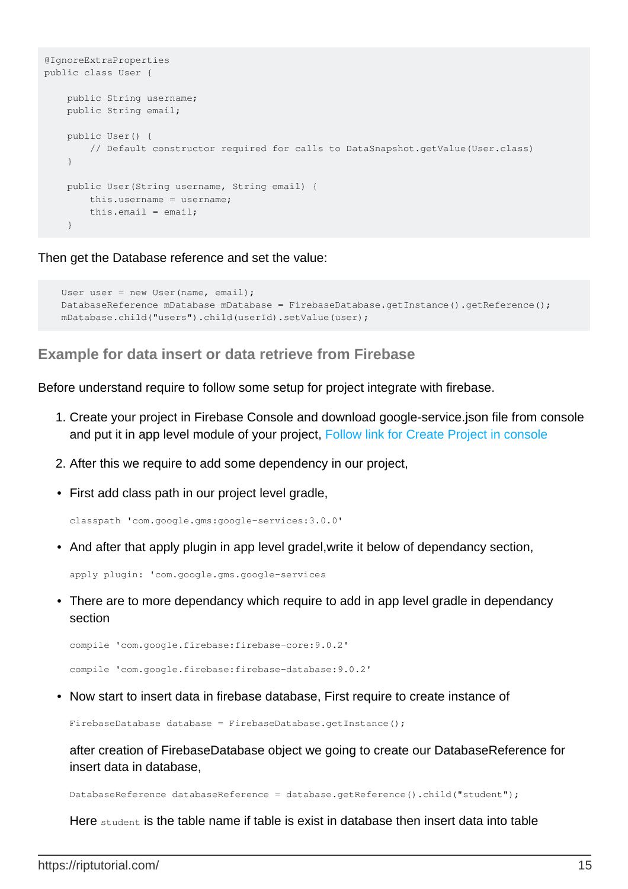```
@IgnoreExtraProperties
public class User {

    public String username;
    public String email;

    public User() {
        // Default constructor required for calls to DataSnapshot.getValue(User.class)
    }

    public User(String username, String email) {
        this.username = username;
        this.email = email;
    }
```

Then get the Database reference and set the value:

```
    User user = new User(name, email);
    DatabaseReference mDatabase mDatabase = FirebaseDatabase.getInstance().getReference();
    mDatabase.child("users").child(userId).setValue(user);
```

### Example for data insert or data retrieve from Firebase

Before understand require to follow some setup for project integrate with firebase.

1. Create your project in Firebase Console and download google-service.json file from console and put it in app level module of your project, Follow link for Create Project in console
2. After this we require to add some dependency in our project,

- First add class path in our project level gradle,

  ```
  classpath 'com.google.gms:google-services:3.0.0'
  ```

- And after that apply plugin in app level gradel,write it below of dependancy section,

  ```
  apply plugin: 'com.google.gms.google-services
  ```

- There are to more dependancy which require to add in app level gradle in dependancy section

  ```
  compile 'com.google.firebase:firebase-core:9.0.2'
  ```

  ```
  compile 'com.google.firebase:firebase-database:9.0.2'
  ```

- Now start to insert data in firebase database, First require to create instance of

  ```
  FirebaseDatabase database = FirebaseDatabase.getInstance();
  ```

  after creation of FirebaseDatabase object we going to create our DatabaseReference for insert data in database,

  ```
  DatabaseReference databaseReference = database.getReference().child("student");
  ```

  Here `student` is the table name if table is exist in database then insert data into table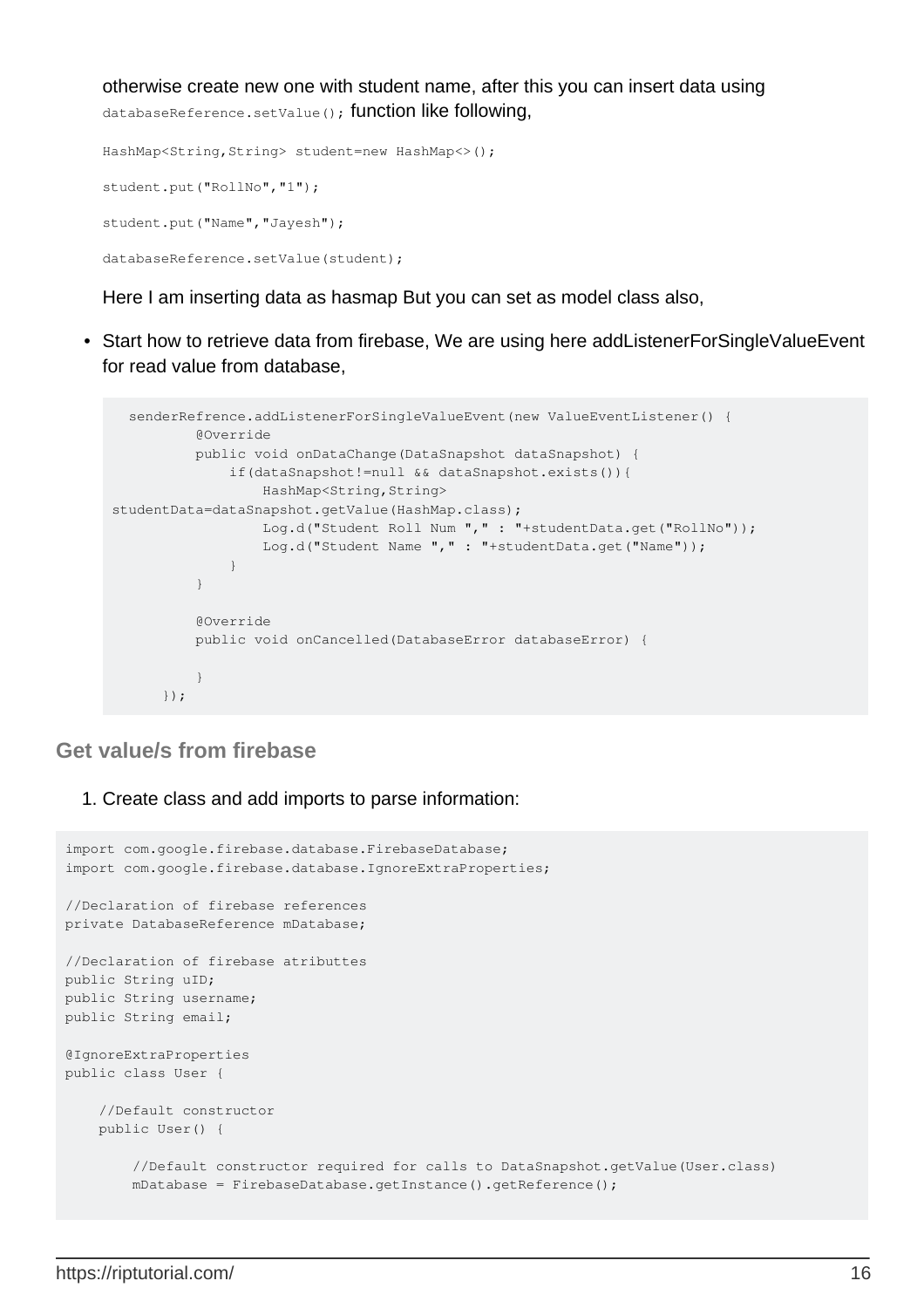otherwise create new one with student name, after this you can insert data using `databaseReference.setValue();` function like following,

```
HashMap<String,String> student=new HashMap<>();

student.put("RollNo","1");

student.put("Name","Jayesh");

databaseReference.setValue(student);
```

Here I am inserting data as hasmap But you can set as model class also,

- Start how to retrieve data from firebase, We are using here addListenerForSingleValueEvent for read value from database,

```
  senderRefrence.addListenerForSingleValueEvent(new ValueEventListener() {
          @Override
          public void onDataChange(DataSnapshot dataSnapshot) {
              if(dataSnapshot!=null && dataSnapshot.exists()){
                  HashMap<String,String>
studentData=dataSnapshot.getValue(HashMap.class);
                  Log.d("Student Roll Num "," : "+studentData.get("RollNo"));
                  Log.d("Student Name "," : "+studentData.get("Name"));
              }
          }

          @Override
          public void onCancelled(DatabaseError databaseError) {

          }
      });
```

## Get value/s from firebase

1. Create class and add imports to parse information:

```
import com.google.firebase.database.FirebaseDatabase;
import com.google.firebase.database.IgnoreExtraProperties;

//Declaration of firebase references
private DatabaseReference mDatabase;

//Declaration of firebase atributtes
public String uID;
public String username;
public String email;

@IgnoreExtraProperties
public class User {

    //Default constructor
    public User() {

        //Default constructor required for calls to DataSnapshot.getValue(User.class)
        mDatabase = FirebaseDatabase.getInstance().getReference();
```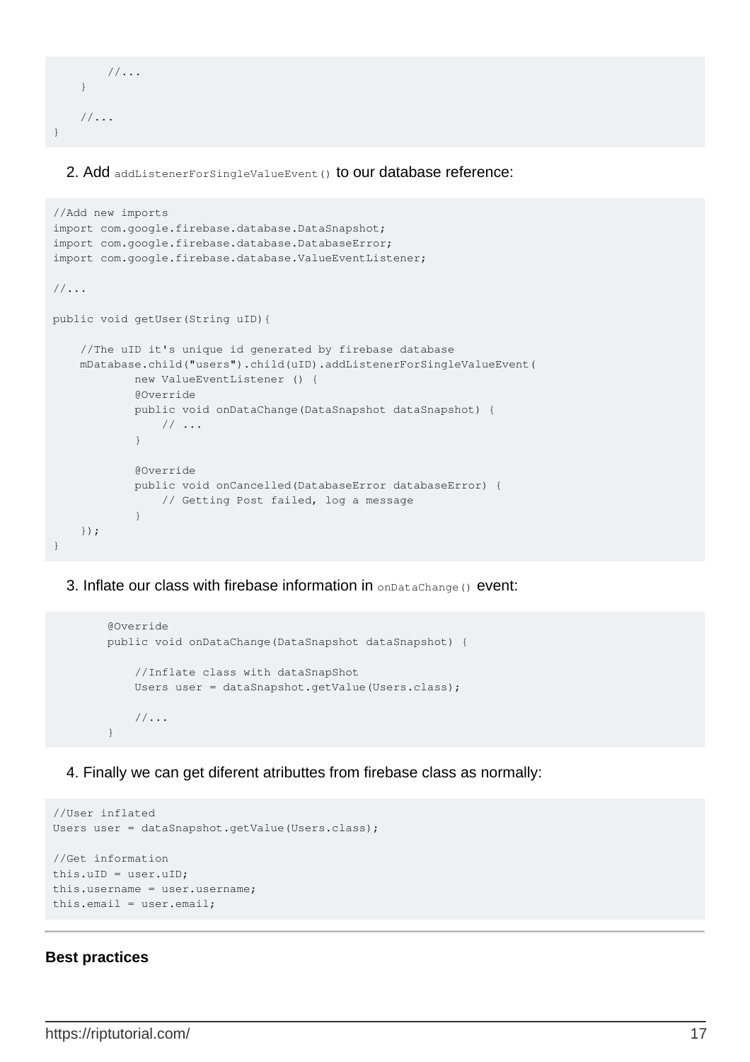```
        //...
    }

    //...
}
```

2. Add `addListenerForSingleValueEvent()` to our database reference:

```
//Add new imports
import com.google.firebase.database.DataSnapshot;
import com.google.firebase.database.DatabaseError;
import com.google.firebase.database.ValueEventListener;

//...

public void getUser(String uID){

    //The uID it's unique id generated by firebase database
    mDatabase.child("users").child(uID).addListenerForSingleValueEvent(
            new ValueEventListener () {
            @Override
            public void onDataChange(DataSnapshot dataSnapshot) {
                // ...
            }

            @Override
            public void onCancelled(DatabaseError databaseError) {
                // Getting Post failed, log a message
            }
    });
}
```

3. Inflate our class with firebase information in `onDataChange()` event:

```
        @Override
        public void onDataChange(DataSnapshot dataSnapshot) {

            //Inflate class with dataSnapShot
            Users user = dataSnapshot.getValue(Users.class);

            //...
        }
```

4. Finally we can get diferent atributtes from firebase class as normally:

```
//User inflated
Users user = dataSnapshot.getValue(Users.class);

//Get information
this.uID = user.uID;
this.username = user.username;
this.email = user.email;
```

---

**Best practices**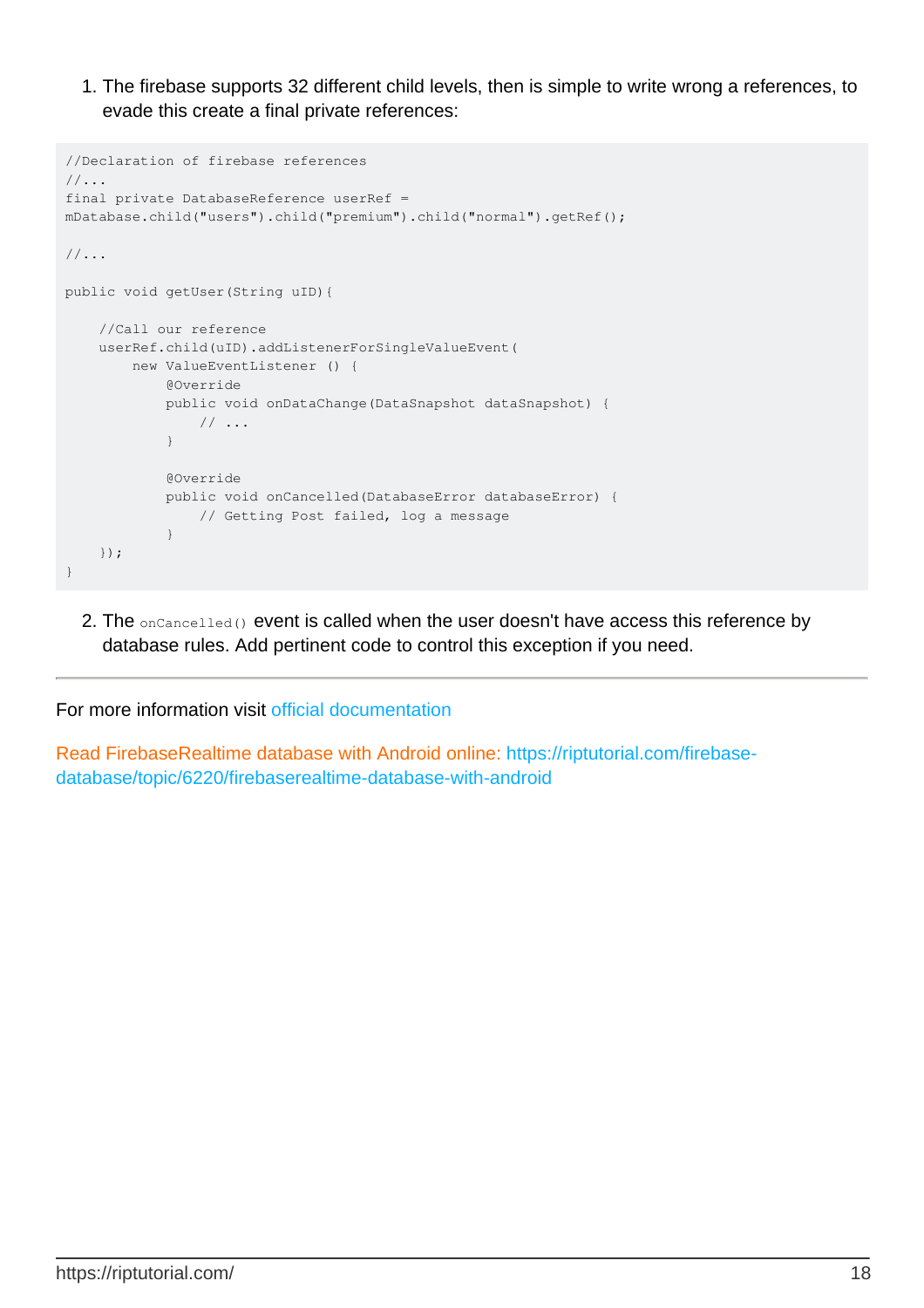1. The firebase supports 32 different child levels, then is simple to write wrong a references, to evade this create a final private references:

```
//Declaration of firebase references
//...
final private DatabaseReference userRef =
mDatabase.child("users").child("premium").child("normal").getRef();

//...

public void getUser(String uID){

    //Call our reference
    userRef.child(uID).addListenerForSingleValueEvent(
        new ValueEventListener () {
            @Override
            public void onDataChange(DataSnapshot dataSnapshot) {
                // ...
            }

            @Override
            public void onCancelled(DatabaseError databaseError) {
                // Getting Post failed, log a message
            }
    });
}
```

2. The `onCancelled()` event is called when the user doesn't have access this reference by database rules. Add pertinent code to control this exception if you need.

---

For more information visit official documentation

Read FirebaseRealtime database with Android online: https://riptutorial.com/firebase-database/topic/6220/firebaserealtime-database-with-android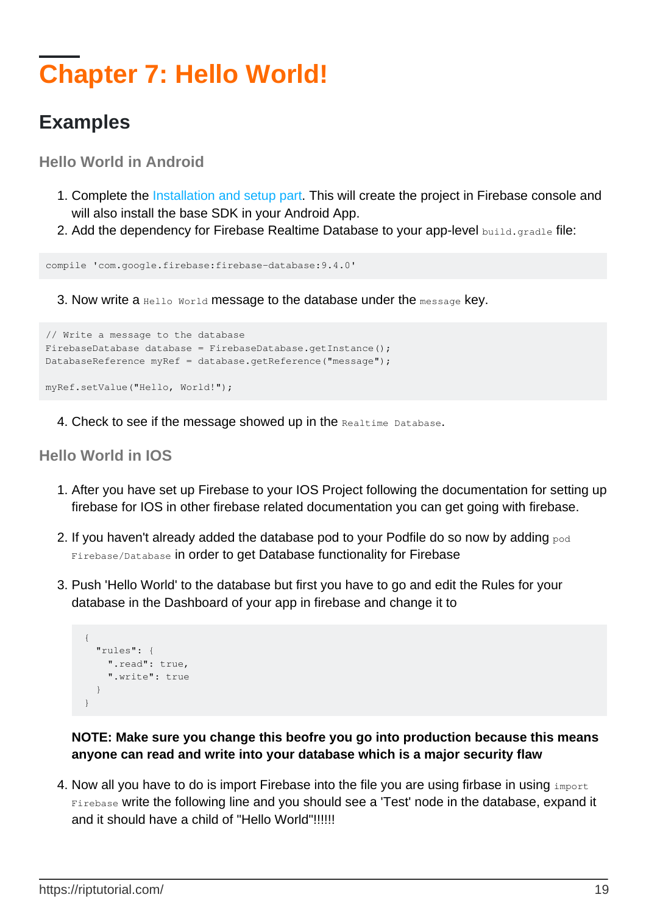# Chapter 7: Hello World!

## Examples

### Hello World in Android

1. Complete the Installation and setup part. This will create the project in Firebase console and will also install the base SDK in your Android App.
2. Add the dependency for Firebase Realtime Database to your app-level `build.gradle` file:

```
compile 'com.google.firebase:firebase-database:9.4.0'
```

3. Now write a `Hello World` message to the database under the `message` key.

```
// Write a message to the database
FirebaseDatabase database = FirebaseDatabase.getInstance();
DatabaseReference myRef = database.getReference("message");

myRef.setValue("Hello, World!");
```

4. Check to see if the message showed up in the `Realtime Database`.

### Hello World in IOS

1. After you have set up Firebase to your IOS Project following the documentation for setting up firebase for IOS in other firebase related documentation you can get going with firebase.

2. If you haven't already added the database pod to your Podfile do so now by adding `pod Firebase/Database` in order to get Database functionality for Firebase

3. Push 'Hello World' to the database but first you have to go and edit the Rules for your database in the Dashboard of your app in firebase and change it to

```
{
  "rules": {
    ".read": true,
    ".write": true
  }
}
```

**NOTE: Make sure you change this beofre you go into production because this means anyone can read and write into your database which is a major security flaw**

4. Now all you have to do is import Firebase into the file you are using firbase in using `import Firebase` write the following line and you should see a 'Test' node in the database, expand it and it should have a child of "Hello World"!!!!!!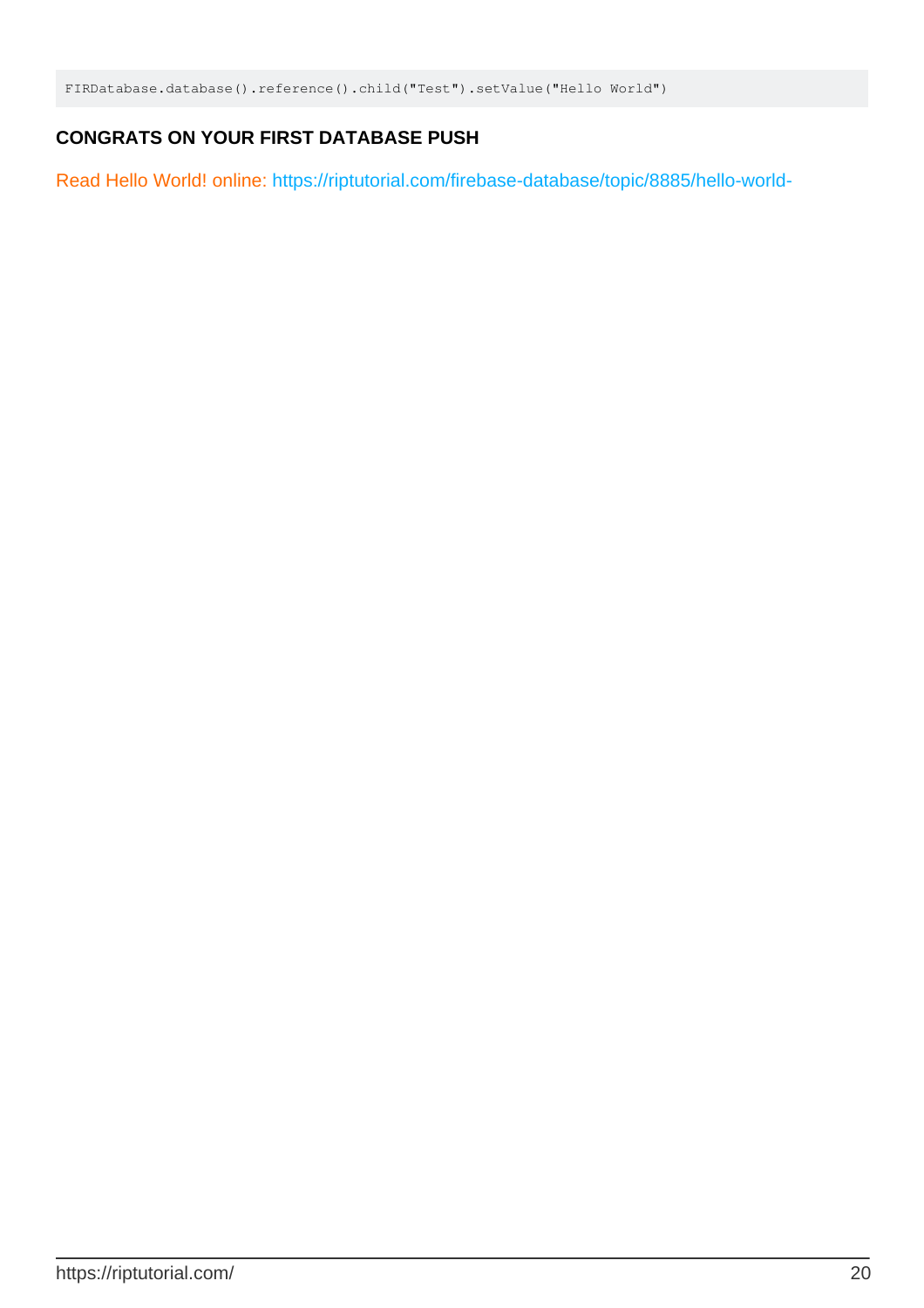```
FIRDatabase.database().reference().child("Test").setValue("Hello World")
```

**CONGRATS ON YOUR FIRST DATABASE PUSH**

Read Hello World! online: https://riptutorial.com/firebase-database/topic/8885/hello-world-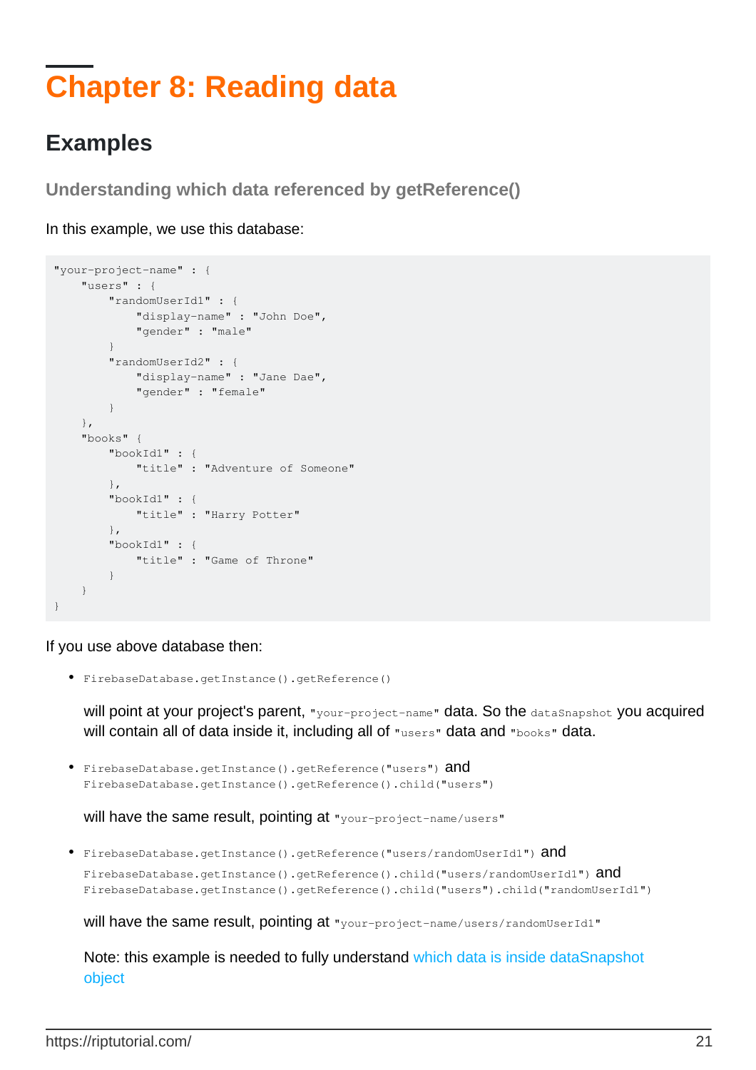# Chapter 8: Reading data

## Examples

### Understanding which data referenced by getReference()

In this example, we use this database:

```
"your-project-name" : {
    "users" : {
        "randomUserId1" : {
            "display-name" : "John Doe",
            "gender" : "male"
        }
        "randomUserId2" : {
            "display-name" : "Jane Dae",
            "gender" : "female"
        }
    },
    "books" {
        "bookId1" : {
            "title" : "Adventure of Someone"
        },
        "bookId1" : {
            "title" : "Harry Potter"
        },
        "bookId1" : {
            "title" : "Game of Throne"
        }
    }
}
```

If you use above database then:

- `FirebaseDatabase.getInstance().getReference()`

  will point at your project's parent, `"your-project-name"` data. So the `dataSnapshot` you acquired will contain all of data inside it, including all of `"users"` data and `"books"` data.

- `FirebaseDatabase.getInstance().getReference("users")` and
  `FirebaseDatabase.getInstance().getReference().child("users")`

  will have the same result, pointing at `"your-project-name/users"`

- `FirebaseDatabase.getInstance().getReference("users/randomUserId1")` and
  `FirebaseDatabase.getInstance().getReference().child("users/randomUserId1")` and
  `FirebaseDatabase.getInstance().getReference().child("users").child("randomUserId1")`

  will have the same result, pointing at `"your-project-name/users/randomUserId1"`

  Note: this example is needed to fully understand which data is inside dataSnapshot object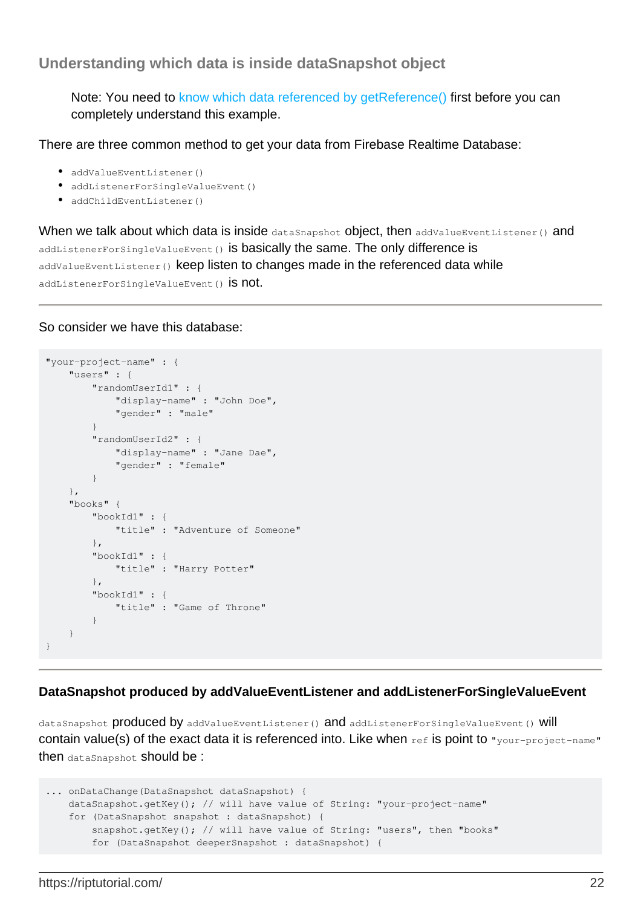### Understanding which data is inside dataSnapshot object

> Note: You need to know which data referenced by getReference() first before you can completely understand this example.

There are three common method to get your data from Firebase Realtime Database:

- `addValueEventListener()`
- `addListenerForSingleValueEvent()`
- `addChildEventListener()`

When we talk about which data is inside `dataSnapshot` object, then `addValueEventListener()` and `addListenerForSingleValueEvent()` is basically the same. The only difference is `addValueEventListener()` keep listen to changes made in the referenced data while `addListenerForSingleValueEvent()` is not.

---

So consider we have this database:

```
"your-project-name" : {
    "users" : {
        "randomUserId1" : {
            "display-name" : "John Doe",
            "gender" : "male"
        }
        "randomUserId2" : {
            "display-name" : "Jane Dae",
            "gender" : "female"
        }
    },
    "books" {
        "bookId1" : {
            "title" : "Adventure of Someone"
        },
        "bookId1" : {
            "title" : "Harry Potter"
        },
        "bookId1" : {
            "title" : "Game of Throne"
        }
    }
}
```

---

#### DataSnapshot produced by addValueEventListener and addListenerForSingleValueEvent

`dataSnapshot` produced by `addValueEventListener()` and `addListenerForSingleValueEvent()` will contain value(s) of the exact data it is referenced into. Like when `ref` is point to `"your-project-name"` then `dataSnapshot` should be :

```
... onDataChange(DataSnapshot dataSnapshot) {
    dataSnapshot.getKey(); // will have value of String: "your-project-name"
    for (DataSnapshot snapshot : dataSnapshot) {
        snapshot.getKey(); // will have value of String: "users", then "books"
        for (DataSnapshot deeperSnapshot : dataSnapshot) {
```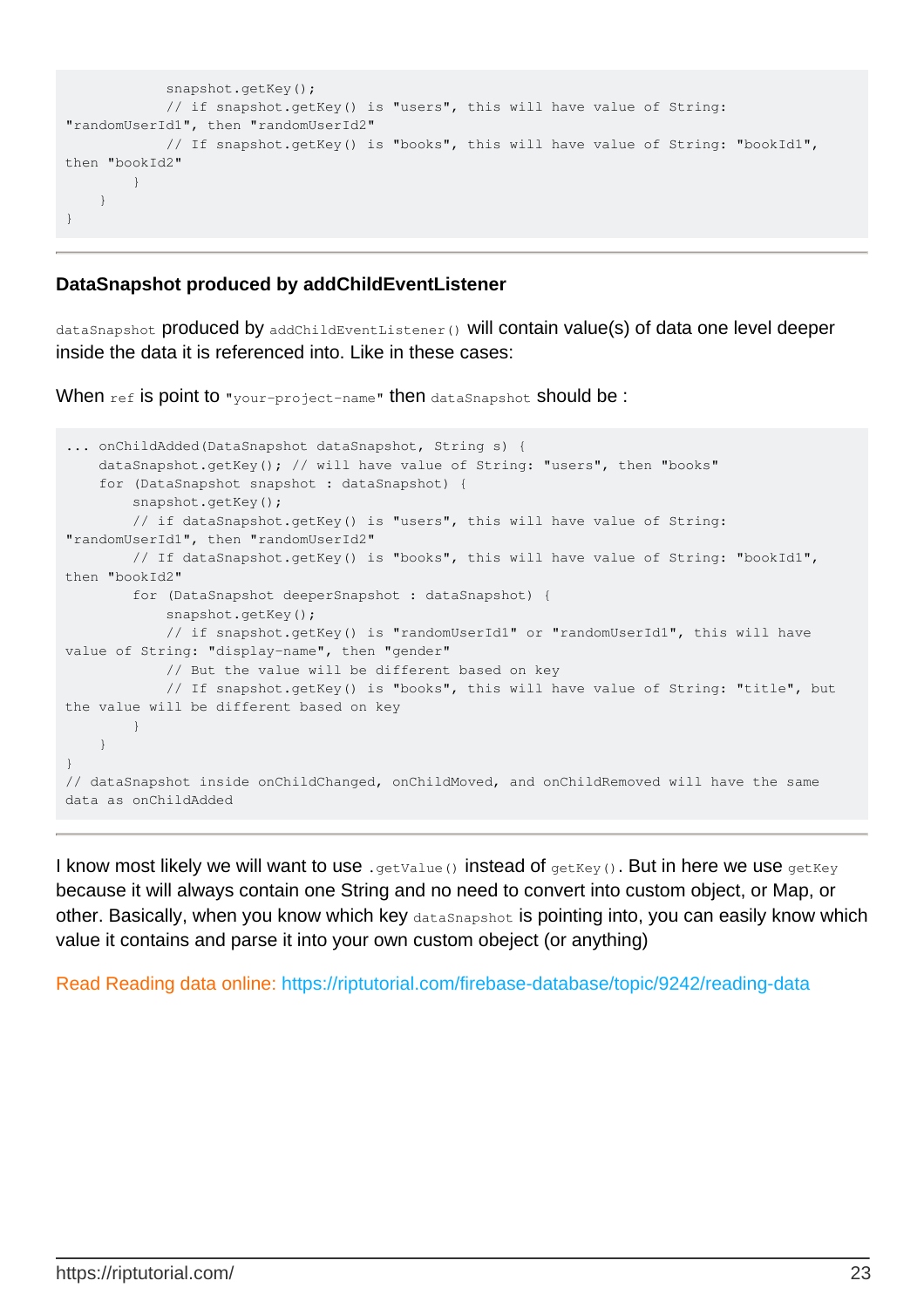```
            snapshot.getKey();
            // if snapshot.getKey() is "users", this will have value of String:
"randomUserId1", then "randomUserId2"
            // If snapshot.getKey() is "books", this will have value of String: "bookId1",
then "bookId2"
        }
    }
}
```

### DataSnapshot produced by addChildEventListener

`dataSnapshot` produced by `addChildEventListener()` will contain value(s) of data one level deeper inside the data it is referenced into. Like in these cases:

When `ref` is point to `"your-project-name"` then `dataSnapshot` should be :

```
... onChildAdded(DataSnapshot dataSnapshot, String s) {
    dataSnapshot.getKey(); // will have value of String: "users", then "books"
    for (DataSnapshot snapshot : dataSnapshot) {
        snapshot.getKey();
        // if dataSnapshot.getKey() is "users", this will have value of String:
"randomUserId1", then "randomUserId2"
        // If dataSnapshot.getKey() is "books", this will have value of String: "bookId1",
then "bookId2"
        for (DataSnapshot deeperSnapshot : dataSnapshot) {
            snapshot.getKey();
            // if snapshot.getKey() is "randomUserId1" or "randomUserId1", this will have
value of String: "display-name", then "gender"
            // But the value will be different based on key
            // If snapshot.getKey() is "books", this will have value of String: "title", but
the value will be different based on key
        }
    }
}
// dataSnapshot inside onChildChanged, onChildMoved, and onChildRemoved will have the same
data as onChildAdded
```

I know most likely we will want to use `.getValue()` instead of `getKey()`. But in here we use `getKey` because it will always contain one String and no need to convert into custom object, or Map, or other. Basically, when you know which key `dataSnapshot` is pointing into, you can easily know which value it contains and parse it into your own custom obejct (or anything)

Read Reading data online: https://riptutorial.com/firebase-database/topic/9242/reading-data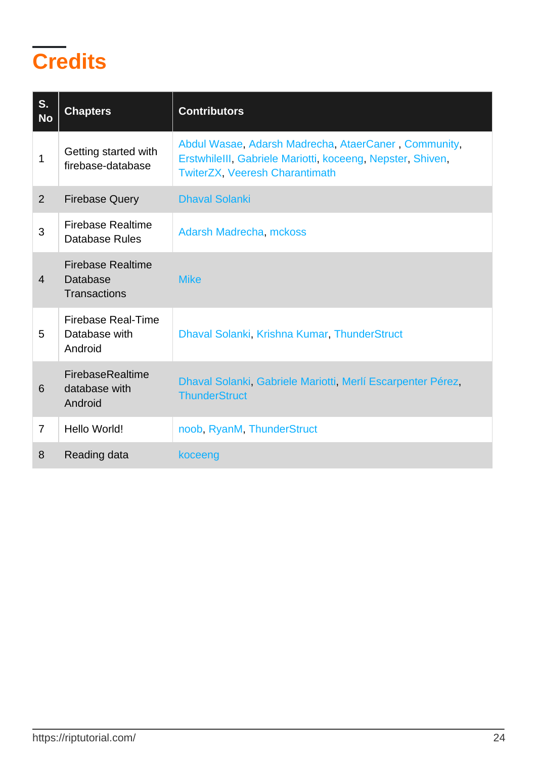# Credits

| S. No | Chapters | Contributors |
|---|---|---|
| 1 | Getting started with firebase-database | Abdul Wasae, Adarsh Madrecha, AtaerCaner , Community, ErstwhileIII, Gabriele Mariotti, koceeng, Nepster, Shiven, TwiterZX, Veeresh Charantimath |
| 2 | Firebase Query | Dhaval Solanki |
| 3 | Firebase Realtime Database Rules | Adarsh Madrecha, mckoss |
| 4 | Firebase Realtime Database Transactions | Mike |
| 5 | Firebase Real-Time Database with Android | Dhaval Solanki, Krishna Kumar, ThunderStruct |
| 6 | FirebaseRealtime database with Android | Dhaval Solanki, Gabriele Mariotti, Merlí Escarpenter Pérez, ThunderStruct |
| 7 | Hello World! | noob, RyanM, ThunderStruct |
| 8 | Reading data | koceeng |